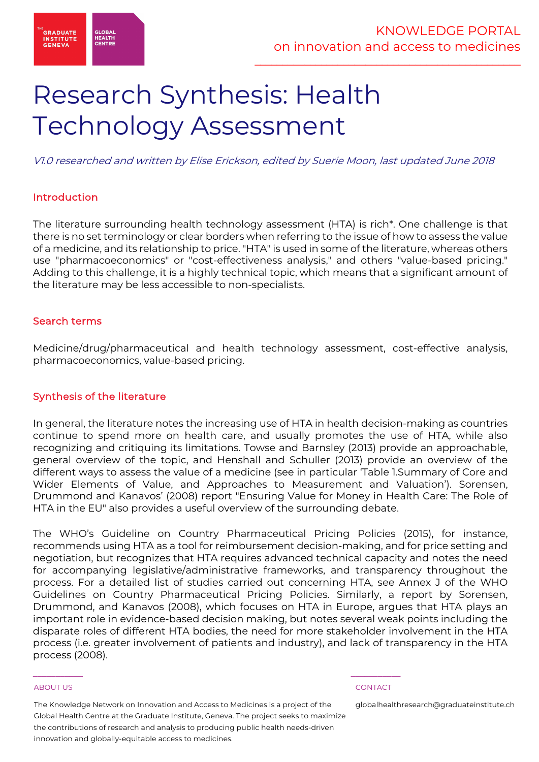# Research Synthesis: Health Technology Assessment

*V1.0 researched and written by Elise Erickson, edited by Suerie Moon, last updated June 2018*

## Introduction

The literature surrounding health technology assessment (HTA) is rich*. One challenge is that there is no set terminology or clear borders when referring to the issue of how to assess the value of a medicine, and its relationship to price. "HTA" is used in some of the literature, whereas others use "pharmacoeconomics" or "cost-effectiveness analysis," and others "value-based pricing." Adding to this challenge, it is a highly technical topic, which means that a significant amount of the literature may be less accessible to non-specialists.

## Search terms

Medicine/drug/pharmaceutical and health technology assessment, cost-effective analysis, pharmacoeconomics, value-based pricing.

## Synthesis of the literature

In general, the literature notes the increasing use of HTA in health decision-making as countries continue to spend more on health care, and usually promotes the use of HTA, while also recognizing and critiquing its limitations. Towse and Barnsley (2013) provide an approachable, general overview of the topic, and Henshall and Schuller (2013) provide an overview of the different ways to assess the value of a medicine (see in particular 'Table 1.Summary of Core and Wider Elements of Value, and Approaches to Measurement and Valuation'). Sorensen, Drummond and Kanavos' (2008) report "Ensuring Value for Money in Health Care: The Role of HTA in the EU" also provides a useful overview of the surrounding debate.

The WHO's Guideline on Country Pharmaceutical Pricing Policies (2015), for instance, recommends using HTA as a tool for reimbursement decision-making, and for price setting and negotiation, but recognizes that HTA requires advanced technical capacity and notes the need for accompanying legislative/administrative frameworks, and transparency throughout the process. For a detailed list of studies carried out concerning HTA, see Annex J of the WHO Guidelines on Country Pharmaceutical Pricing Policies. Similarly, a report by Sorensen, Drummond, and Kanavos (2008), which focuses on HTA in Europe, argues that HTA plays an important role in evidence-based decision making, but notes several weak points including the disparate roles of different HTA bodies, the need for more stakeholder involvement in the HTA process (i.e. greater involvement of patients and industry), and lack of transparency in the HTA process (2008).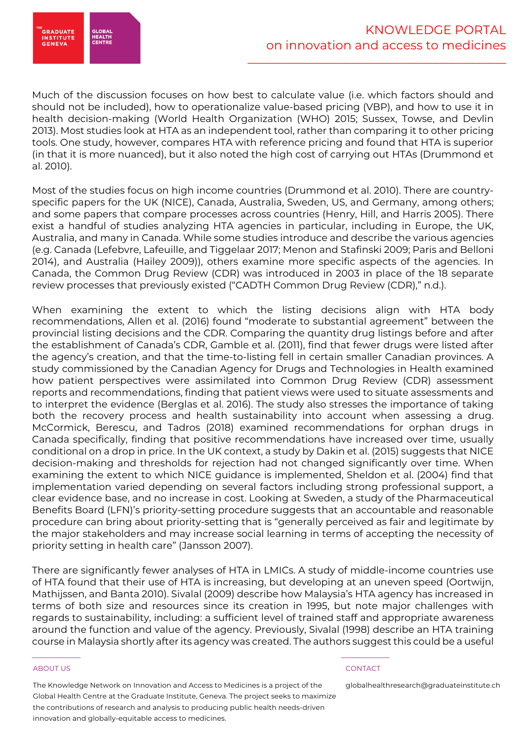Much of the discussion focuses on how best to calculate value (i.e. which factors should and should not be included), how to operationalize value-based pricing (VBP), and how to use it in health decision-making (World Health Organization (WHO) 2015; Sussex, Towse, and Devlin 2013). Most studies look at HTA as an independent tool, rather than comparing it to other pricing tools. One study, however, compares HTA with reference pricing and found that HTA is superior (in that it is more nuanced), but it also noted the high cost of carrying out HTAs (Drummond et al. 2010).

Most of the studies focus on high income countries (Drummond et al. 2010). There are country-specific papers for the UK (NICE), Canada, Australia, Sweden, US, and Germany, among others; and some papers that compare processes across countries (Henry, Hill, and Harris 2005). There exist a handful of studies analyzing HTA agencies in particular, including in Europe, the UK, Australia, and many in Canada. While some studies introduce and describe the various agencies (e.g. Canada (Lefebvre, Lafeuille, and Tiggelaar 2017; Menon and Stafinski 2009; Paris and Belloni 2014), and Australia (Hailey 2009)), others examine more specific aspects of the agencies. In Canada, the Common Drug Review (CDR) was introduced in 2003 in place of the 18 separate review processes that previously existed ("CADTH Common Drug Review (CDR)," n.d.).

When examining the extent to which the listing decisions align with HTA body recommendations, Allen et al. (2016) found "moderate to substantial agreement" between the provincial listing decisions and the CDR. Comparing the quantity drug listings before and after the establishment of Canada's CDR, Gamble et al. (2011), find that fewer drugs were listed after the agency's creation, and that the time-to-listing fell in certain smaller Canadian provinces. A study commissioned by the Canadian Agency for Drugs and Technologies in Health examined how patient perspectives were assimilated into Common Drug Review (CDR) assessment reports and recommendations, finding that patient views were used to situate assessments and to interpret the evidence (Berglas et al. 2016). The study also stresses the importance of taking both the recovery process and health sustainability into account when assessing a drug. McCormick, Berescu, and Tadros (2018) examined recommendations for orphan drugs in Canada specifically, finding that positive recommendations have increased over time, usually conditional on a drop in price. In the UK context, a study by Dakin et al. (2015) suggests that NICE decision-making and thresholds for rejection had not changed significantly over time. When examining the extent to which NICE guidance is implemented, Sheldon et al. (2004) find that implementation varied depending on several factors including strong professional support, a clear evidence base, and no increase in cost. Looking at Sweden, a study of the Pharmaceutical Benefits Board (LFN)'s priority-setting procedure suggests that an accountable and reasonable procedure can bring about priority-setting that is "generally perceived as fair and legitimate by the major stakeholders and may increase social learning in terms of accepting the necessity of priority setting in health care" (Jansson 2007).

There are significantly fewer analyses of HTA in LMICs. A study of middle-income countries use of HTA found that their use of HTA is increasing, but developing at an uneven speed (Oortwijn, Mathijssen, and Banta 2010). Sivalal (2009) describe how Malaysia's HTA agency has increased in terms of both size and resources since its creation in 1995, but note major challenges with regards to sustainability, including: a sufficient level of trained staff and appropriate awareness around the function and value of the agency. Previously, Sivalal (1998) describe an HTA training course in Malaysia shortly after its agency was created. The authors suggest this could be a useful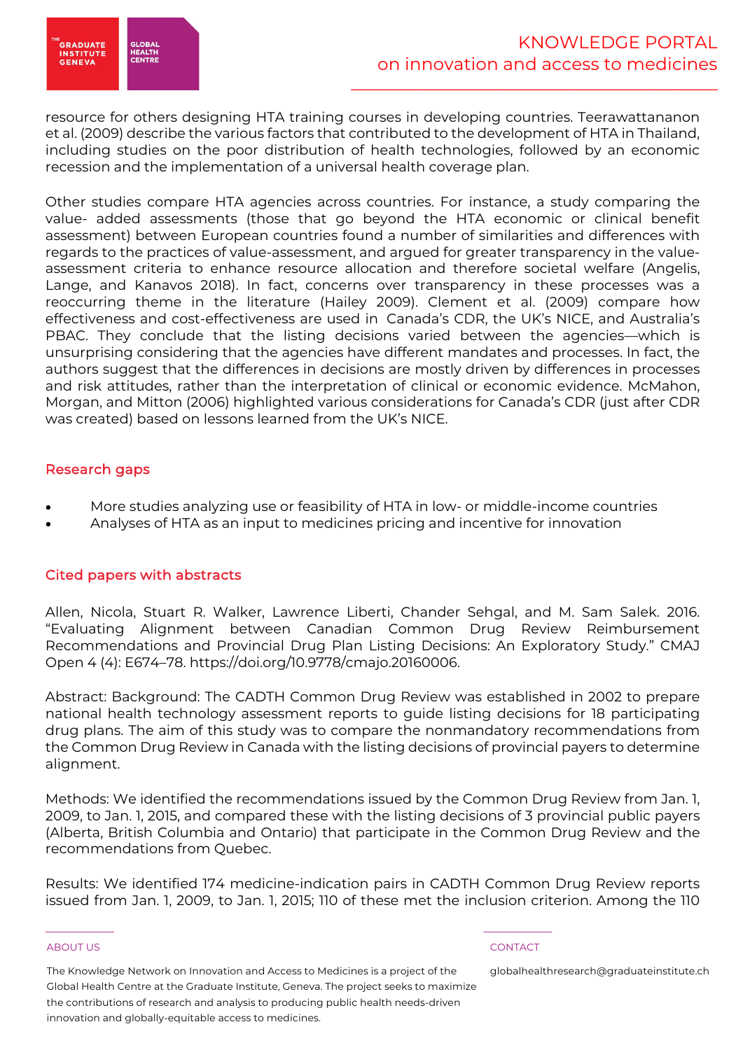resource for others designing HTA training courses in developing countries. Teerawattananon et al. (2009) describe the various factors that contributed to the development of HTA in Thailand, including studies on the poor distribution of health technologies, followed by an economic recession and the implementation of a universal health coverage plan.

Other studies compare HTA agencies across countries. For instance, a study comparing the value- added assessments (those that go beyond the HTA economic or clinical benefit assessment) between European countries found a number of similarities and differences with regards to the practices of value-assessment, and argued for greater transparency in the value-assessment criteria to enhance resource allocation and therefore societal welfare (Angelis, Lange, and Kanavos 2018). In fact, concerns over transparency in these processes was a reoccurring theme in the literature (Hailey 2009). Clement et al. (2009) compare how effectiveness and cost-effectiveness are used in Canada's CDR, the UK's NICE, and Australia's PBAC. They conclude that the listing decisions varied between the agencies—which is unsurprising considering that the agencies have different mandates and processes. In fact, the authors suggest that the differences in decisions are mostly driven by differences in processes and risk attitudes, rather than the interpretation of clinical or economic evidence. McMahon, Morgan, and Mitton (2006) highlighted various considerations for Canada's CDR (just after CDR was created) based on lessons learned from the UK's NICE.

## Research gaps

- More studies analyzing use or feasibility of HTA in low- or middle-income countries
- Analyses of HTA as an input to medicines pricing and incentive for innovation

## Cited papers with abstracts

Allen, Nicola, Stuart R. Walker, Lawrence Liberti, Chander Sehgal, and M. Sam Salek. 2016. "Evaluating Alignment between Canadian Common Drug Review Reimbursement Recommendations and Provincial Drug Plan Listing Decisions: An Exploratory Study." CMAJ Open 4 (4): E674–78. https://doi.org/10.9778/cmajo.20160006.

Abstract: Background: The CADTH Common Drug Review was established in 2002 to prepare national health technology assessment reports to guide listing decisions for 18 participating drug plans. The aim of this study was to compare the nonmandatory recommendations from the Common Drug Review in Canada with the listing decisions of provincial payers to determine alignment.

Methods: We identified the recommendations issued by the Common Drug Review from Jan. 1, 2009, to Jan. 1, 2015, and compared these with the listing decisions of 3 provincial public payers (Alberta, British Columbia and Ontario) that participate in the Common Drug Review and the recommendations from Quebec.

Results: We identified 174 medicine-indication pairs in CADTH Common Drug Review reports issued from Jan. 1, 2009, to Jan. 1, 2015; 110 of these met the inclusion criterion. Among the 110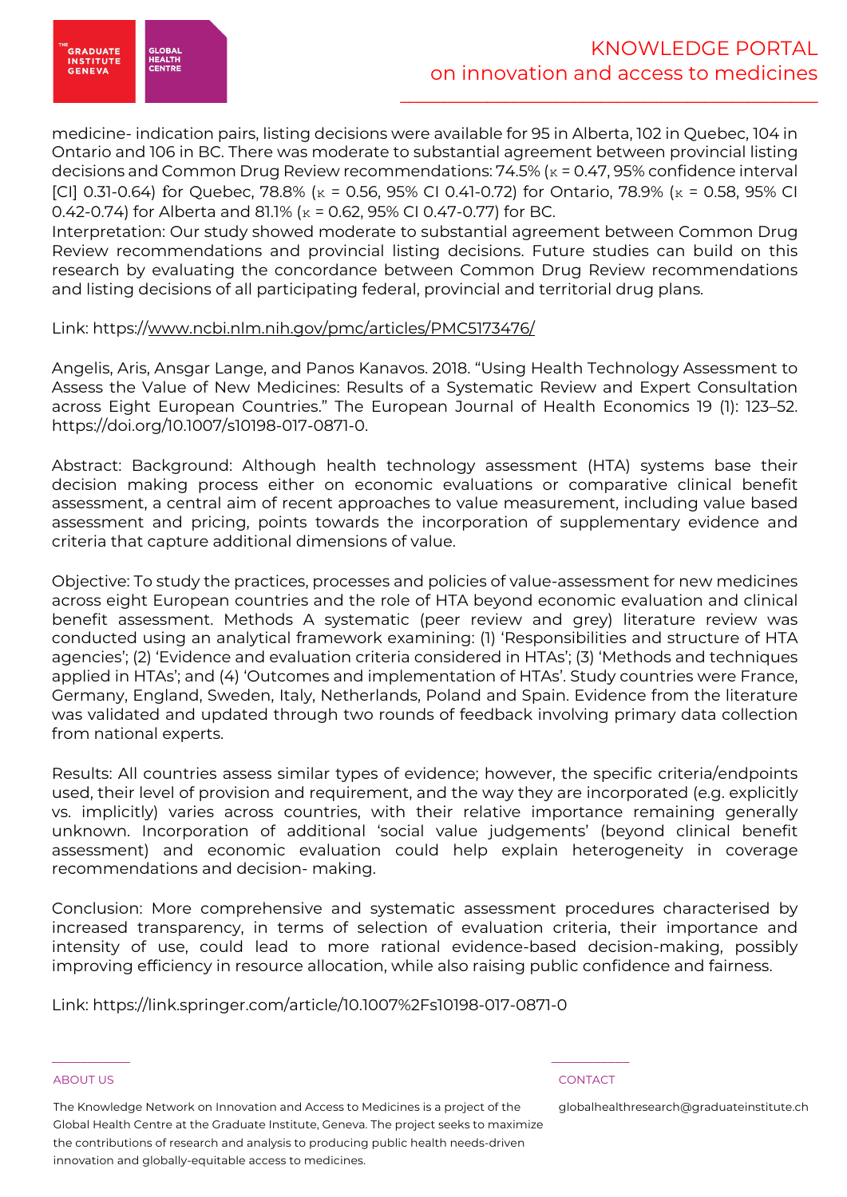medicine- indication pairs, listing decisions were available for 95 in Alberta, 102 in Quebec, 104 in Ontario and 106 in BC. There was moderate to substantial agreement between provincial listing decisions and Common Drug Review recommendations: 74.5% ($\kappa$ = 0.47, 95% confidence interval [CI] 0.31-0.64) for Quebec, 78.8% ($\kappa$ = 0.56, 95% CI 0.41-0.72) for Ontario, 78.9% ($\kappa$ = 0.58, 95% CI 0.42-0.74) for Alberta and 81.1% ($\kappa$ = 0.62, 95% CI 0.47-0.77) for BC.
Interpretation: Our study showed moderate to substantial agreement between Common Drug Review recommendations and provincial listing decisions. Future studies can build on this research by evaluating the concordance between Common Drug Review recommendations and listing decisions of all participating federal, provincial and territorial drug plans.

Link: https://www.ncbi.nlm.nih.gov/pmc/articles/PMC5173476/

Angelis, Aris, Ansgar Lange, and Panos Kanavos. 2018. "Using Health Technology Assessment to Assess the Value of New Medicines: Results of a Systematic Review and Expert Consultation across Eight European Countries." The European Journal of Health Economics 19 (1): 123–52. https://doi.org/10.1007/s10198-017-0871-0.

Abstract: Background: Although health technology assessment (HTA) systems base their decision making process either on economic evaluations or comparative clinical benefit assessment, a central aim of recent approaches to value measurement, including value based assessment and pricing, points towards the incorporation of supplementary evidence and criteria that capture additional dimensions of value.

Objective: To study the practices, processes and policies of value-assessment for new medicines across eight European countries and the role of HTA beyond economic evaluation and clinical benefit assessment. Methods A systematic (peer review and grey) literature review was conducted using an analytical framework examining: (1) 'Responsibilities and structure of HTA agencies'; (2) 'Evidence and evaluation criteria considered in HTAs'; (3) 'Methods and techniques applied in HTAs'; and (4) 'Outcomes and implementation of HTAs'. Study countries were France, Germany, England, Sweden, Italy, Netherlands, Poland and Spain. Evidence from the literature was validated and updated through two rounds of feedback involving primary data collection from national experts.

Results: All countries assess similar types of evidence; however, the specific criteria/endpoints used, their level of provision and requirement, and the way they are incorporated (e.g. explicitly vs. implicitly) varies across countries, with their relative importance remaining generally unknown. Incorporation of additional 'social value judgements' (beyond clinical benefit assessment) and economic evaluation could help explain heterogeneity in coverage recommendations and decision- making.

Conclusion: More comprehensive and systematic assessment procedures characterised by increased transparency, in terms of selection of evaluation criteria, their importance and intensity of use, could lead to more rational evidence-based decision-making, possibly improving efficiency in resource allocation, while also raising public confidence and fairness.

Link: https://link.springer.com/article/10.1007%2Fs10198-017-0871-0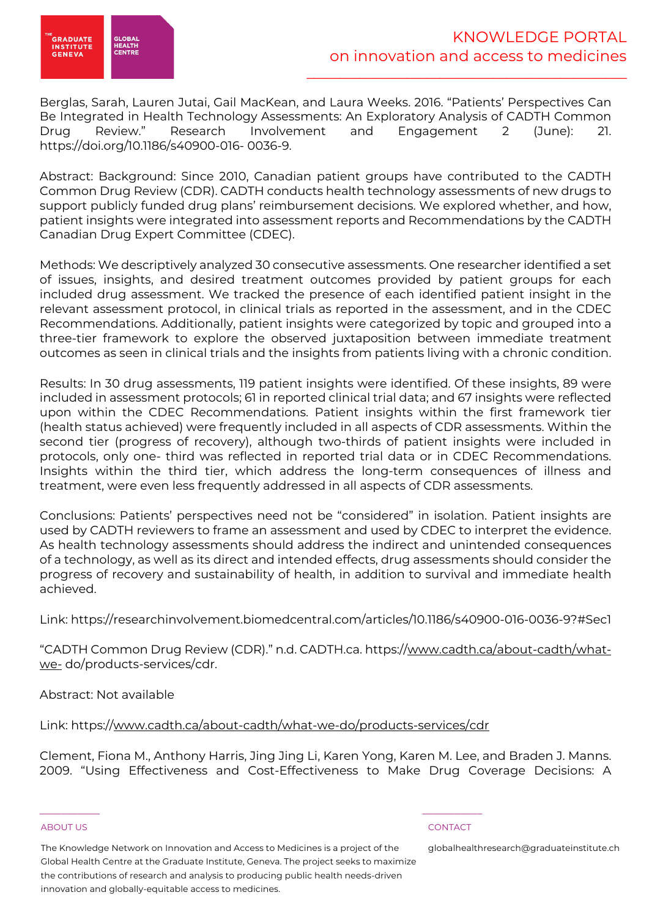Berglas, Sarah, Lauren Jutai, Gail MacKean, and Laura Weeks. 2016. "Patients' Perspectives Can Be Integrated in Health Technology Assessments: An Exploratory Analysis of CADTH Common Drug Review." Research Involvement and Engagement 2 (June): 21. https://doi.org/10.1186/s40900-016- 0036-9.

Abstract: Background: Since 2010, Canadian patient groups have contributed to the CADTH Common Drug Review (CDR). CADTH conducts health technology assessments of new drugs to support publicly funded drug plans' reimbursement decisions. We explored whether, and how, patient insights were integrated into assessment reports and Recommendations by the CADTH Canadian Drug Expert Committee (CDEC).

Methods: We descriptively analyzed 30 consecutive assessments. One researcher identified a set of issues, insights, and desired treatment outcomes provided by patient groups for each included drug assessment. We tracked the presence of each identified patient insight in the relevant assessment protocol, in clinical trials as reported in the assessment, and in the CDEC Recommendations. Additionally, patient insights were categorized by topic and grouped into a three-tier framework to explore the observed juxtaposition between immediate treatment outcomes as seen in clinical trials and the insights from patients living with a chronic condition.

Results: In 30 drug assessments, 119 patient insights were identified. Of these insights, 89 were included in assessment protocols; 61 in reported clinical trial data; and 67 insights were reflected upon within the CDEC Recommendations. Patient insights within the first framework tier (health status achieved) were frequently included in all aspects of CDR assessments. Within the second tier (progress of recovery), although two-thirds of patient insights were included in protocols, only one- third was reflected in reported trial data or in CDEC Recommendations. Insights within the third tier, which address the long-term consequences of illness and treatment, were even less frequently addressed in all aspects of CDR assessments.

Conclusions: Patients' perspectives need not be "considered" in isolation. Patient insights are used by CADTH reviewers to frame an assessment and used by CDEC to interpret the evidence. As health technology assessments should address the indirect and unintended consequences of a technology, as well as its direct and intended effects, drug assessments should consider the progress of recovery and sustainability of health, in addition to survival and immediate health achieved.

Link: https://researchinvolvement.biomedcentral.com/articles/10.1186/s40900-016-0036-9?#Sec1

"CADTH Common Drug Review (CDR)." n.d. CADTH.ca. https://www.cadth.ca/about-cadth/what-we- do/products-services/cdr.

Abstract: Not available

Link: https://www.cadth.ca/about-cadth/what-we-do/products-services/cdr

Clement, Fiona M., Anthony Harris, Jing Jing Li, Karen Yong, Karen M. Lee, and Braden J. Manns. 2009. "Using Effectiveness and Cost-Effectiveness to Make Drug Coverage Decisions: A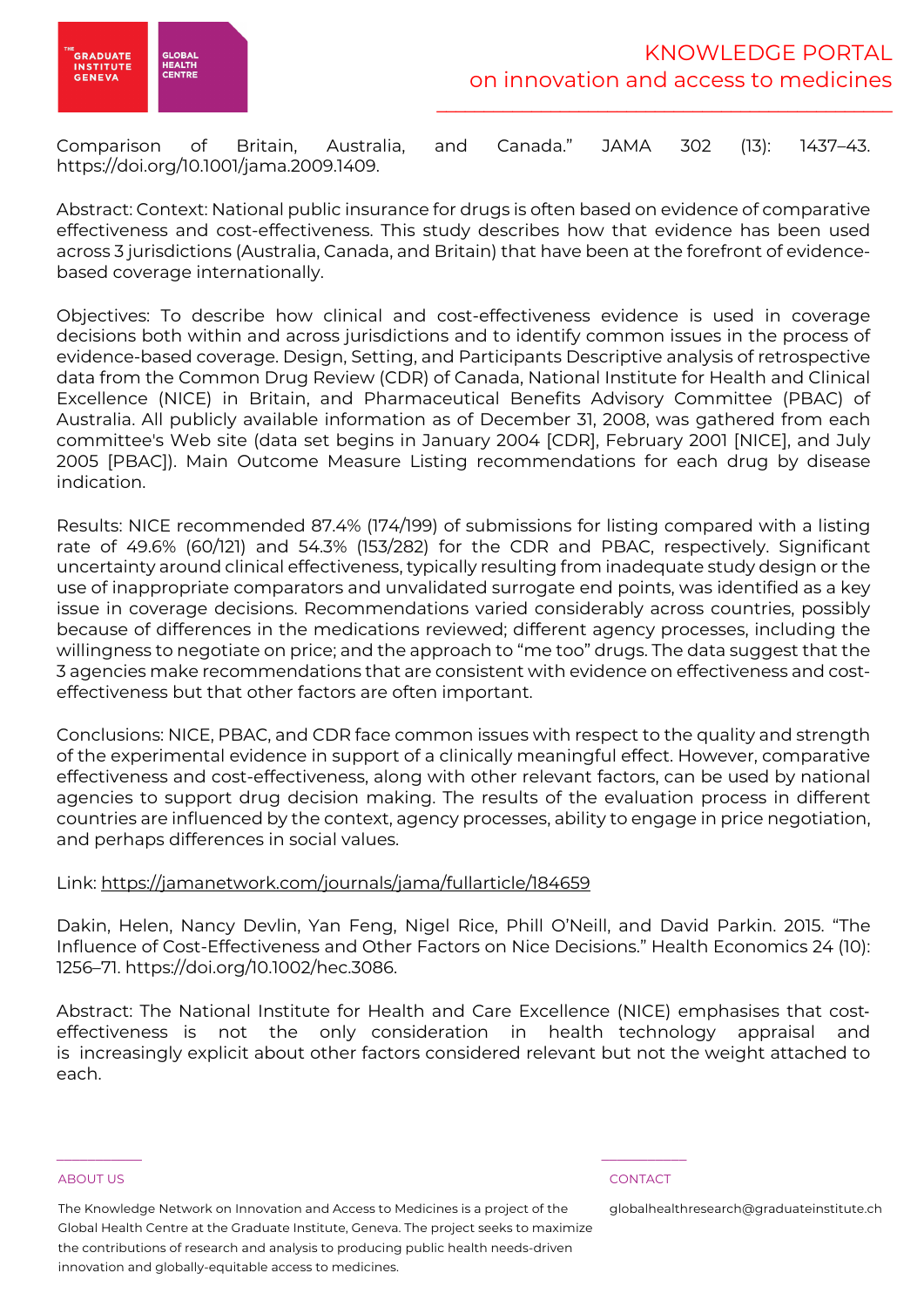Comparison of Britain, Australia, and Canada." JAMA 302 (13): 1437–43. https://doi.org/10.1001/jama.2009.1409.

Abstract: Context: National public insurance for drugs is often based on evidence of comparative effectiveness and cost-effectiveness. This study describes how that evidence has been used across 3 jurisdictions (Australia, Canada, and Britain) that have been at the forefront of evidence-based coverage internationally.

Objectives: To describe how clinical and cost-effectiveness evidence is used in coverage decisions both within and across jurisdictions and to identify common issues in the process of evidence-based coverage. Design, Setting, and Participants Descriptive analysis of retrospective data from the Common Drug Review (CDR) of Canada, National Institute for Health and Clinical Excellence (NICE) in Britain, and Pharmaceutical Benefits Advisory Committee (PBAC) of Australia. All publicly available information as of December 31, 2008, was gathered from each committee's Web site (data set begins in January 2004 [CDR], February 2001 [NICE], and July 2005 [PBAC]). Main Outcome Measure Listing recommendations for each drug by disease indication.

Results: NICE recommended 87.4% (174/199) of submissions for listing compared with a listing rate of 49.6% (60/121) and 54.3% (153/282) for the CDR and PBAC, respectively. Significant uncertainty around clinical effectiveness, typically resulting from inadequate study design or the use of inappropriate comparators and unvalidated surrogate end points, was identified as a key issue in coverage decisions. Recommendations varied considerably across countries, possibly because of differences in the medications reviewed; different agency processes, including the willingness to negotiate on price; and the approach to "me too" drugs. The data suggest that the 3 agencies make recommendations that are consistent with evidence on effectiveness and cost-effectiveness but that other factors are often important.

Conclusions: NICE, PBAC, and CDR face common issues with respect to the quality and strength of the experimental evidence in support of a clinically meaningful effect. However, comparative effectiveness and cost-effectiveness, along with other relevant factors, can be used by national agencies to support drug decision making. The results of the evaluation process in different countries are influenced by the context, agency processes, ability to engage in price negotiation, and perhaps differences in social values.

Link: https://jamanetwork.com/journals/jama/fullarticle/184659

Dakin, Helen, Nancy Devlin, Yan Feng, Nigel Rice, Phill O'Neill, and David Parkin. 2015. "The Influence of Cost-Effectiveness and Other Factors on Nice Decisions." Health Economics 24 (10): 1256–71. https://doi.org/10.1002/hec.3086.

Abstract: The National Institute for Health and Care Excellence (NICE) emphasises that cost-effectiveness is not the only consideration in health technology appraisal and is increasingly explicit about other factors considered relevant but not the weight attached to each.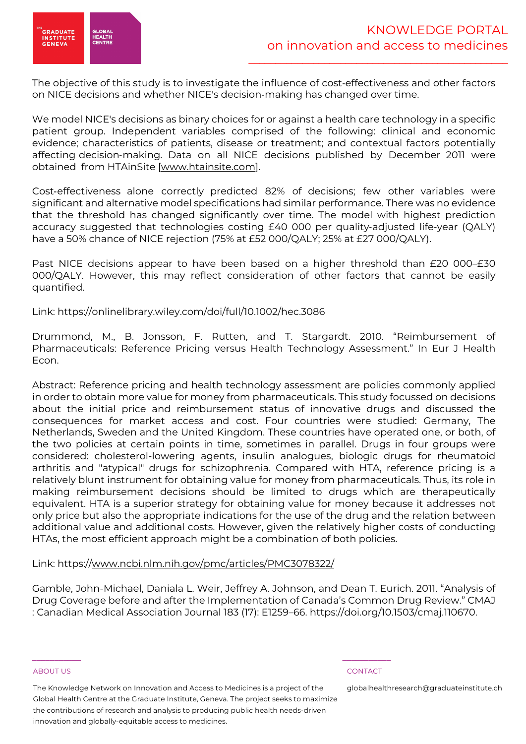The objective of this study is to investigate the influence of cost-effectiveness and other factors on NICE decisions and whether NICE's decision-making has changed over time.

We model NICE's decisions as binary choices for or against a health care technology in a specific patient group. Independent variables comprised of the following: clinical and economic evidence; characteristics of patients, disease or treatment; and contextual factors potentially affecting decision-making. Data on all NICE decisions published by December 2011 were obtained from HTAinSite [www.htainsite.com].

Cost-effectiveness alone correctly predicted 82% of decisions; few other variables were significant and alternative model specifications had similar performance. There was no evidence that the threshold has changed significantly over time. The model with highest prediction accuracy suggested that technologies costing £40 000 per quality-adjusted life-year (QALY) have a 50% chance of NICE rejection (75% at £52 000/QALY; 25% at £27 000/QALY).

Past NICE decisions appear to have been based on a higher threshold than £20 000–£30 000/QALY. However, this may reflect consideration of other factors that cannot be easily quantified.

Link: https://onlinelibrary.wiley.com/doi/full/10.1002/hec.3086

Drummond, M., B. Jonsson, F. Rutten, and T. Stargardt. 2010. "Reimbursement of Pharmaceuticals: Reference Pricing versus Health Technology Assessment." In Eur J Health Econ.

Abstract: Reference pricing and health technology assessment are policies commonly applied in order to obtain more value for money from pharmaceuticals. This study focussed on decisions about the initial price and reimbursement status of innovative drugs and discussed the consequences for market access and cost. Four countries were studied: Germany, The Netherlands, Sweden and the United Kingdom. These countries have operated one, or both, of the two policies at certain points in time, sometimes in parallel. Drugs in four groups were considered: cholesterol-lowering agents, insulin analogues, biologic drugs for rheumatoid arthritis and "atypical" drugs for schizophrenia. Compared with HTA, reference pricing is a relatively blunt instrument for obtaining value for money from pharmaceuticals. Thus, its role in making reimbursement decisions should be limited to drugs which are therapeutically equivalent. HTA is a superior strategy for obtaining value for money because it addresses not only price but also the appropriate indications for the use of the drug and the relation between additional value and additional costs. However, given the relatively higher costs of conducting HTAs, the most efficient approach might be a combination of both policies.

Link: https://www.ncbi.nlm.nih.gov/pmc/articles/PMC3078322/

Gamble, John-Michael, Daniala L. Weir, Jeffrey A. Johnson, and Dean T. Eurich. 2011. "Analysis of Drug Coverage before and after the Implementation of Canada's Common Drug Review." CMAJ : Canadian Medical Association Journal 183 (17): E1259–66. https://doi.org/10.1503/cmaj.110670.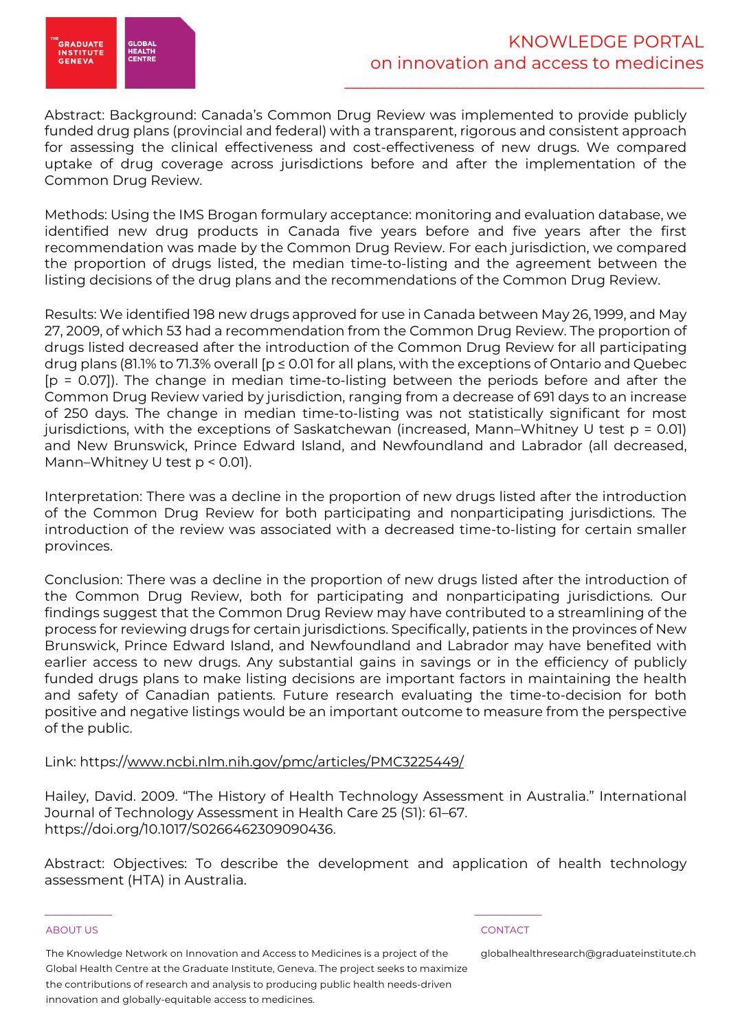Abstract: Background: Canada's Common Drug Review was implemented to provide publicly funded drug plans (provincial and federal) with a transparent, rigorous and consistent approach for assessing the clinical effectiveness and cost-effectiveness of new drugs. We compared uptake of drug coverage across jurisdictions before and after the implementation of the Common Drug Review.

Methods: Using the IMS Brogan formulary acceptance: monitoring and evaluation database, we identified new drug products in Canada five years before and five years after the first recommendation was made by the Common Drug Review. For each jurisdiction, we compared the proportion of drugs listed, the median time-to-listing and the agreement between the listing decisions of the drug plans and the recommendations of the Common Drug Review.

Results: We identified 198 new drugs approved for use in Canada between May 26, 1999, and May 27, 2009, of which 53 had a recommendation from the Common Drug Review. The proportion of drugs listed decreased after the introduction of the Common Drug Review for all participating drug plans (81.1% to 71.3% overall [$p \leq 0.01$ for all plans, with the exceptions of Ontario and Quebec [$p = 0.07$]). The change in median time-to-listing between the periods before and after the Common Drug Review varied by jurisdiction, ranging from a decrease of 691 days to an increase of 250 days. The change in median time-to-listing was not statistically significant for most jurisdictions, with the exceptions of Saskatchewan (increased, Mann–Whitney U test $p = 0.01$) and New Brunswick, Prince Edward Island, and Newfoundland and Labrador (all decreased, Mann–Whitney U test $p < 0.01$).

Interpretation: There was a decline in the proportion of new drugs listed after the introduction of the Common Drug Review for both participating and nonparticipating jurisdictions. The introduction of the review was associated with a decreased time-to-listing for certain smaller provinces.

Conclusion: There was a decline in the proportion of new drugs listed after the introduction of the Common Drug Review, both for participating and nonparticipating jurisdictions. Our findings suggest that the Common Drug Review may have contributed to a streamlining of the process for reviewing drugs for certain jurisdictions. Specifically, patients in the provinces of New Brunswick, Prince Edward Island, and Newfoundland and Labrador may have benefited with earlier access to new drugs. Any substantial gains in savings or in the efficiency of publicly funded drugs plans to make listing decisions are important factors in maintaining the health and safety of Canadian patients. Future research evaluating the time-to-decision for both positive and negative listings would be an important outcome to measure from the perspective of the public.

Link: https://www.ncbi.nlm.nih.gov/pmc/articles/PMC3225449/

Hailey, David. 2009. "The History of Health Technology Assessment in Australia." International Journal of Technology Assessment in Health Care 25 (S1): 61–67. https://doi.org/10.1017/S0266462309090436.

Abstract: Objectives: To describe the development and application of health technology assessment (HTA) in Australia.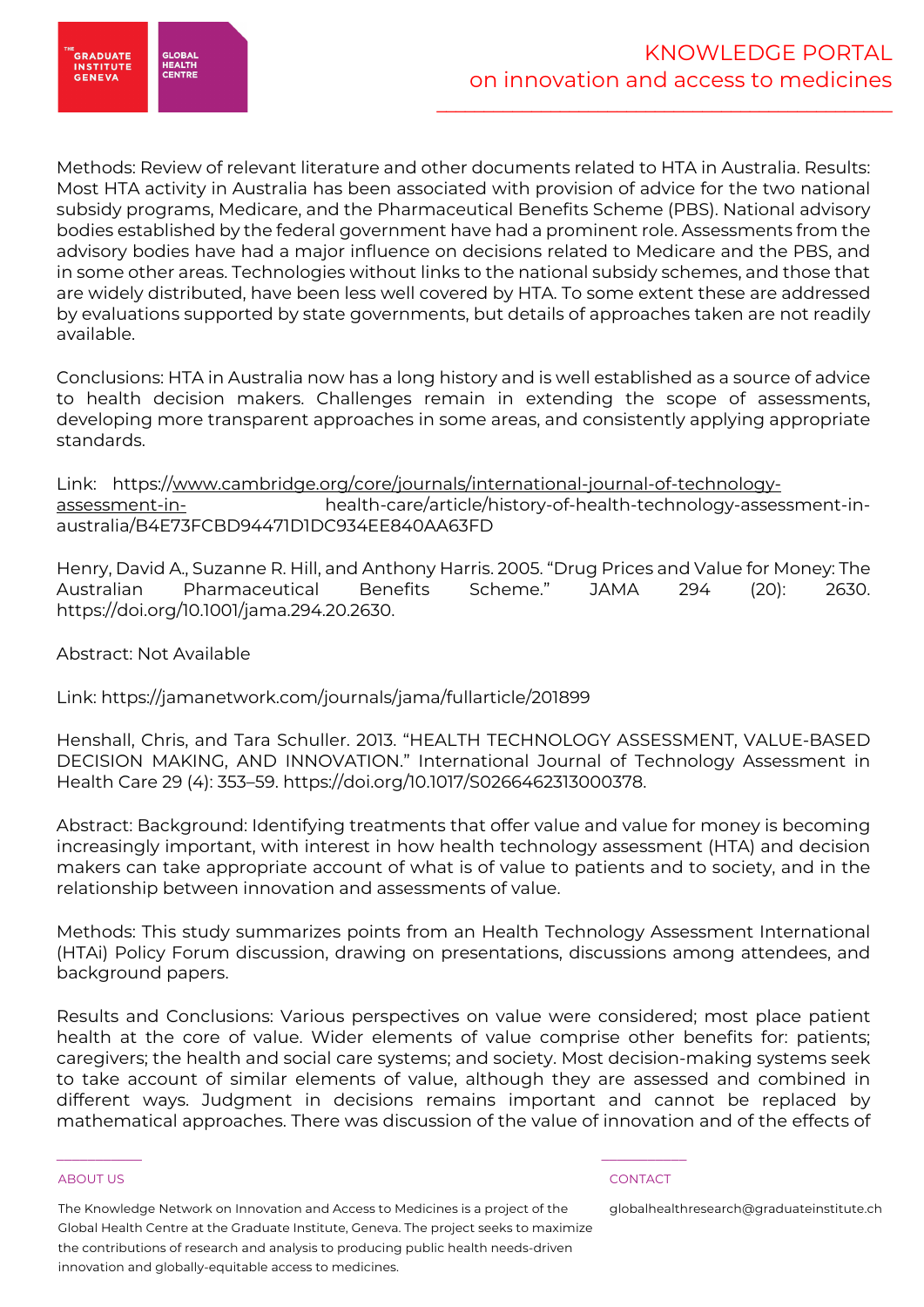Methods: Review of relevant literature and other documents related to HTA in Australia. Results: Most HTA activity in Australia has been associated with provision of advice for the two national subsidy programs, Medicare, and the Pharmaceutical Benefits Scheme (PBS). National advisory bodies established by the federal government have had a prominent role. Assessments from the advisory bodies have had a major influence on decisions related to Medicare and the PBS, and in some other areas. Technologies without links to the national subsidy schemes, and those that are widely distributed, have been less well covered by HTA. To some extent these are addressed by evaluations supported by state governments, but details of approaches taken are not readily available.

Conclusions: HTA in Australia now has a long history and is well established as a source of advice to health decision makers. Challenges remain in extending the scope of assessments, developing more transparent approaches in some areas, and consistently applying appropriate standards.

Link: https://www.cambridge.org/core/journals/international-journal-of-technology-assessment-in-health-care/article/history-of-health-technology-assessment-in-australia/B4E73FCBD94471D1DC934EE840AA63FD

Henry, David A., Suzanne R. Hill, and Anthony Harris. 2005. "Drug Prices and Value for Money: The Australian Pharmaceutical Benefits Scheme." JAMA 294 (20): 2630. https://doi.org/10.1001/jama.294.20.2630.

Abstract: Not Available

Link: https://jamanetwork.com/journals/jama/fullarticle/201899

Henshall, Chris, and Tara Schuller. 2013. "HEALTH TECHNOLOGY ASSESSMENT, VALUE-BASED DECISION MAKING, AND INNOVATION." International Journal of Technology Assessment in Health Care 29 (4): 353–59. https://doi.org/10.1017/S0266462313000378.

Abstract: Background: Identifying treatments that offer value and value for money is becoming increasingly important, with interest in how health technology assessment (HTA) and decision makers can take appropriate account of what is of value to patients and to society, and in the relationship between innovation and assessments of value.

Methods: This study summarizes points from an Health Technology Assessment International (HTAi) Policy Forum discussion, drawing on presentations, discussions among attendees, and background papers.

Results and Conclusions: Various perspectives on value were considered; most place patient health at the core of value. Wider elements of value comprise other benefits for: patients; caregivers; the health and social care systems; and society. Most decision-making systems seek to take account of similar elements of value, although they are assessed and combined in different ways. Judgment in decisions remains important and cannot be replaced by mathematical approaches. There was discussion of the value of innovation and of the effects of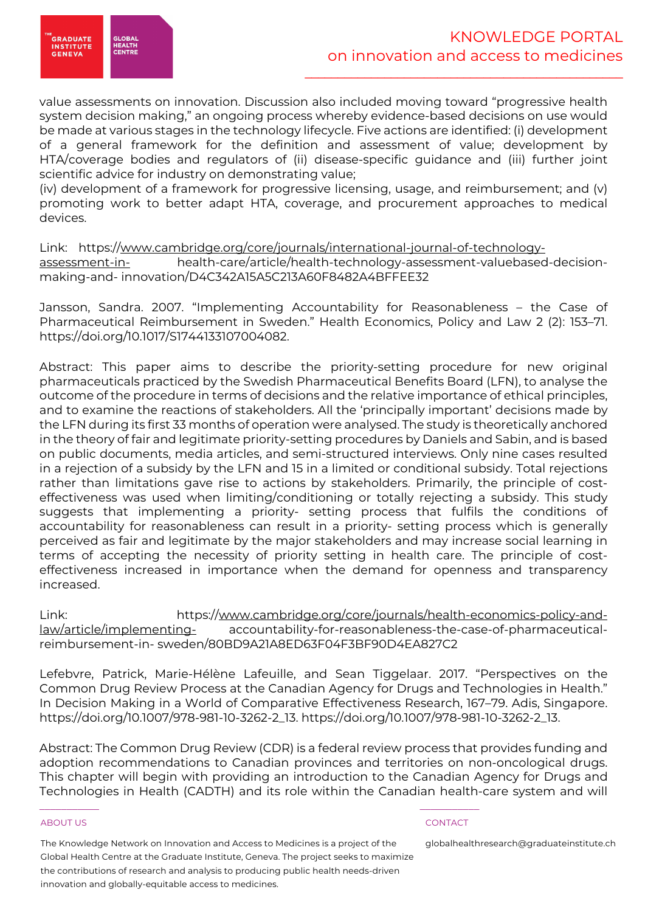value assessments on innovation. Discussion also included moving toward "progressive health system decision making," an ongoing process whereby evidence-based decisions on use would be made at various stages in the technology lifecycle. Five actions are identified: (i) development of a general framework for the definition and assessment of value; development by HTA/coverage bodies and regulators of (ii) disease-specific guidance and (iii) further joint scientific advice for industry on demonstrating value;
(iv) development of a framework for progressive licensing, usage, and reimbursement; and (v) promoting work to better adapt HTA, coverage, and procurement approaches to medical devices.

Link: https://www.cambridge.org/core/journals/international-journal-of-technology-assessment-in- health-care/article/health-technology-assessment-valuebased-decision-making-and- innovation/D4C342A15A5C213A60F8482A4BFFEE32

Jansson, Sandra. 2007. "Implementing Accountability for Reasonableness – the Case of Pharmaceutical Reimbursement in Sweden." Health Economics, Policy and Law 2 (2): 153–71. https://doi.org/10.1017/S1744133107004082.

Abstract: This paper aims to describe the priority-setting procedure for new original pharmaceuticals practiced by the Swedish Pharmaceutical Benefits Board (LFN), to analyse the outcome of the procedure in terms of decisions and the relative importance of ethical principles, and to examine the reactions of stakeholders. All the 'principally important' decisions made by the LFN during its first 33 months of operation were analysed. The study is theoretically anchored in the theory of fair and legitimate priority-setting procedures by Daniels and Sabin, and is based on public documents, media articles, and semi-structured interviews. Only nine cases resulted in a rejection of a subsidy by the LFN and 15 in a limited or conditional subsidy. Total rejections rather than limitations gave rise to actions by stakeholders. Primarily, the principle of cost-effectiveness was used when limiting/conditioning or totally rejecting a subsidy. This study suggests that implementing a priority- setting process that fulfils the conditions of accountability for reasonableness can result in a priority- setting process which is generally perceived as fair and legitimate by the major stakeholders and may increase social learning in terms of accepting the necessity of priority setting in health care. The principle of cost-effectiveness increased in importance when the demand for openness and transparency increased.

Link: https://www.cambridge.org/core/journals/health-economics-policy-and-law/article/implementing- accountability-for-reasonableness-the-case-of-pharmaceutical-reimbursement-in- sweden/80BD9A21A8ED63F04F3BF90D4EA827C2

Lefebvre, Patrick, Marie-Hélène Lafeuille, and Sean Tiggelaar. 2017. "Perspectives on the Common Drug Review Process at the Canadian Agency for Drugs and Technologies in Health." In Decision Making in a World of Comparative Effectiveness Research, 167–79. Adis, Singapore. https://doi.org/10.1007/978-981-10-3262-2_13. https://doi.org/10.1007/978-981-10-3262-2_13.

Abstract: The Common Drug Review (CDR) is a federal review process that provides funding and adoption recommendations to Canadian provinces and territories on non-oncological drugs. This chapter will begin with providing an introduction to the Canadian Agency for Drugs and Technologies in Health (CADTH) and its role within the Canadian health-care system and will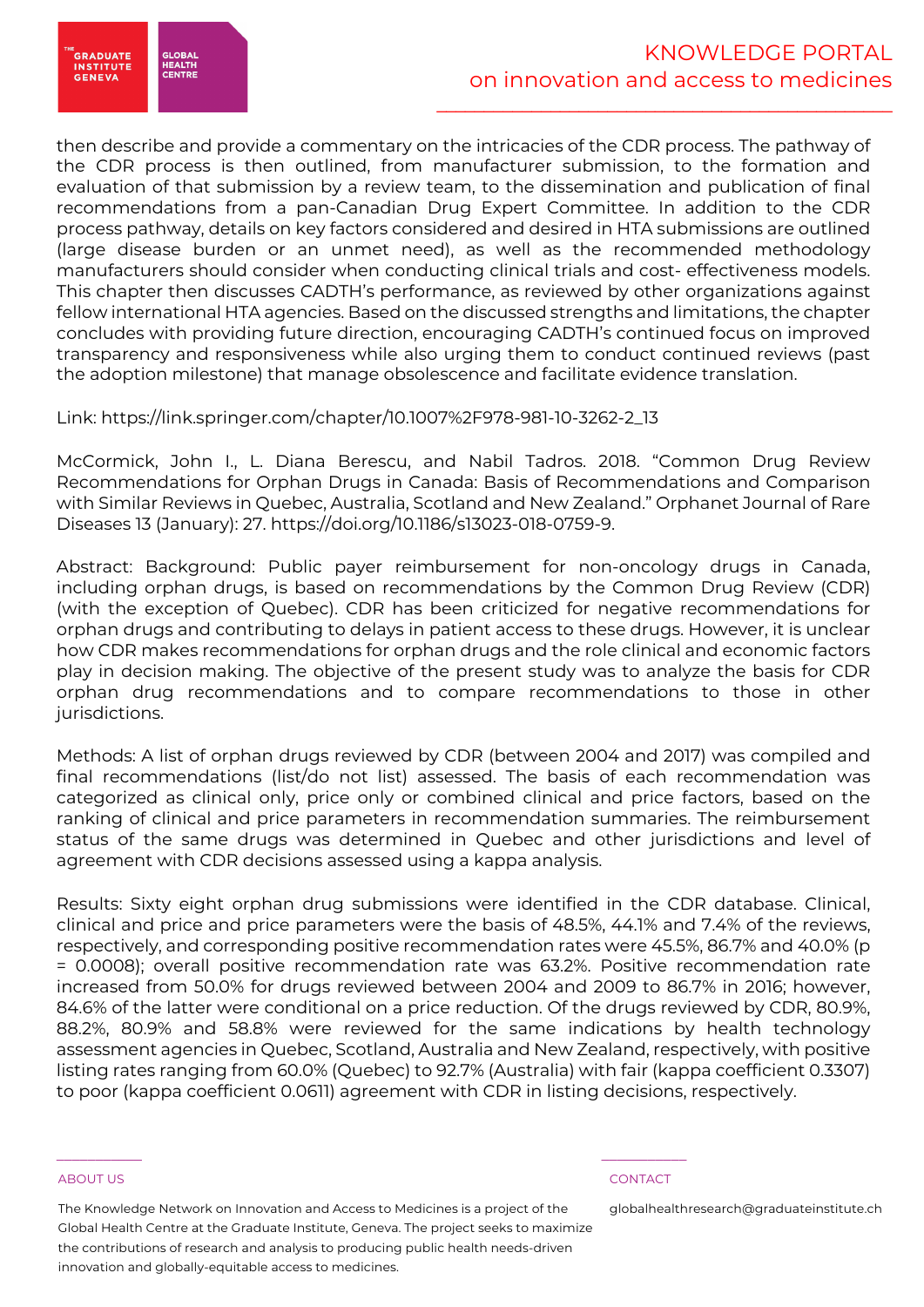then describe and provide a commentary on the intricacies of the CDR process. The pathway of the CDR process is then outlined, from manufacturer submission, to the formation and evaluation of that submission by a review team, to the dissemination and publication of final recommendations from a pan-Canadian Drug Expert Committee. In addition to the CDR process pathway, details on key factors considered and desired in HTA submissions are outlined (large disease burden or an unmet need), as well as the recommended methodology manufacturers should consider when conducting clinical trials and cost- effectiveness models. This chapter then discusses CADTH's performance, as reviewed by other organizations against fellow international HTA agencies. Based on the discussed strengths and limitations, the chapter concludes with providing future direction, encouraging CADTH's continued focus on improved transparency and responsiveness while also urging them to conduct continued reviews (past the adoption milestone) that manage obsolescence and facilitate evidence translation.

Link: https://link.springer.com/chapter/10.1007%2F978-981-10-3262-2_13

McCormick, John I., L. Diana Berescu, and Nabil Tadros. 2018. "Common Drug Review Recommendations for Orphan Drugs in Canada: Basis of Recommendations and Comparison with Similar Reviews in Quebec, Australia, Scotland and New Zealand." Orphanet Journal of Rare Diseases 13 (January): 27. https://doi.org/10.1186/s13023-018-0759-9.

Abstract: Background: Public payer reimbursement for non-oncology drugs in Canada, including orphan drugs, is based on recommendations by the Common Drug Review (CDR) (with the exception of Quebec). CDR has been criticized for negative recommendations for orphan drugs and contributing to delays in patient access to these drugs. However, it is unclear how CDR makes recommendations for orphan drugs and the role clinical and economic factors play in decision making. The objective of the present study was to analyze the basis for CDR orphan drug recommendations and to compare recommendations to those in other jurisdictions.

Methods: A list of orphan drugs reviewed by CDR (between 2004 and 2017) was compiled and final recommendations (list/do not list) assessed. The basis of each recommendation was categorized as clinical only, price only or combined clinical and price factors, based on the ranking of clinical and price parameters in recommendation summaries. The reimbursement status of the same drugs was determined in Quebec and other jurisdictions and level of agreement with CDR decisions assessed using a kappa analysis.

Results: Sixty eight orphan drug submissions were identified in the CDR database. Clinical, clinical and price and price parameters were the basis of 48.5%, 44.1% and 7.4% of the reviews, respectively, and corresponding positive recommendation rates were 45.5%, 86.7% and 40.0% ($p = 0.0008$); overall positive recommendation rate was 63.2%. Positive recommendation rate increased from 50.0% for drugs reviewed between 2004 and 2009 to 86.7% in 2016; however, 84.6% of the latter were conditional on a price reduction. Of the drugs reviewed by CDR, 80.9%, 88.2%, 80.9% and 58.8% were reviewed for the same indications by health technology assessment agencies in Quebec, Scotland, Australia and New Zealand, respectively, with positive listing rates ranging from 60.0% (Quebec) to 92.7% (Australia) with fair (kappa coefficient 0.3307) to poor (kappa coefficient 0.0611) agreement with CDR in listing decisions, respectively.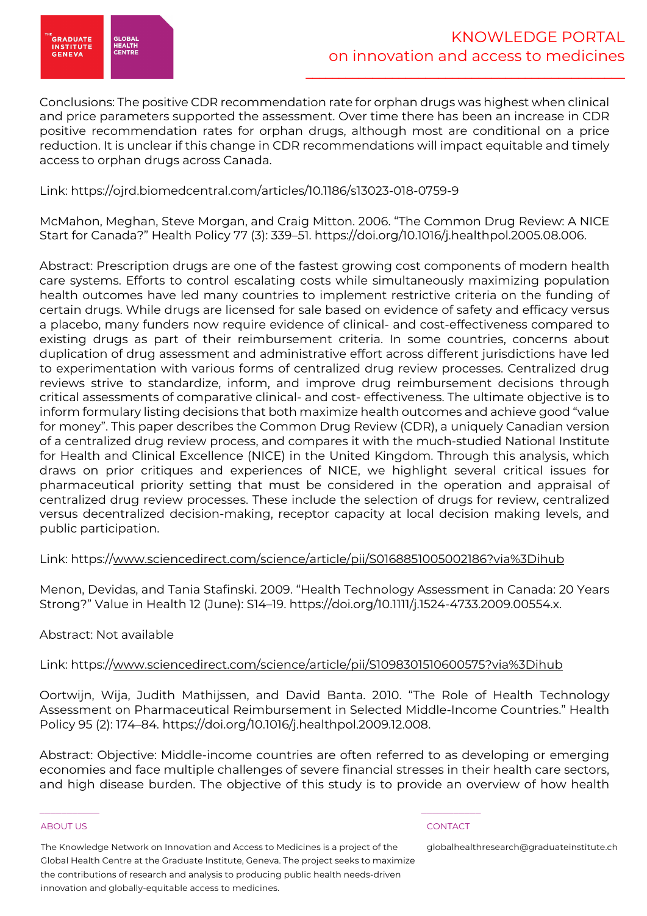Conclusions: The positive CDR recommendation rate for orphan drugs was highest when clinical and price parameters supported the assessment. Over time there has been an increase in CDR positive recommendation rates for orphan drugs, although most are conditional on a price reduction. It is unclear if this change in CDR recommendations will impact equitable and timely access to orphan drugs across Canada.

Link: https://ojrd.biomedcentral.com/articles/10.1186/s13023-018-0759-9

McMahon, Meghan, Steve Morgan, and Craig Mitton. 2006. "The Common Drug Review: A NICE Start for Canada?" Health Policy 77 (3): 339–51. https://doi.org/10.1016/j.healthpol.2005.08.006.

Abstract: Prescription drugs are one of the fastest growing cost components of modern health care systems. Efforts to control escalating costs while simultaneously maximizing population health outcomes have led many countries to implement restrictive criteria on the funding of certain drugs. While drugs are licensed for sale based on evidence of safety and efficacy versus a placebo, many funders now require evidence of clinical- and cost-effectiveness compared to existing drugs as part of their reimbursement criteria. In some countries, concerns about duplication of drug assessment and administrative effort across different jurisdictions have led to experimentation with various forms of centralized drug review processes. Centralized drug reviews strive to standardize, inform, and improve drug reimbursement decisions through critical assessments of comparative clinical- and cost- effectiveness. The ultimate objective is to inform formulary listing decisions that both maximize health outcomes and achieve good "value for money". This paper describes the Common Drug Review (CDR), a uniquely Canadian version of a centralized drug review process, and compares it with the much-studied National Institute for Health and Clinical Excellence (NICE) in the United Kingdom. Through this analysis, which draws on prior critiques and experiences of NICE, we highlight several critical issues for pharmaceutical priority setting that must be considered in the operation and appraisal of centralized drug review processes. These include the selection of drugs for review, centralized versus decentralized decision-making, receptor capacity at local decision making levels, and public participation.

Link: https://www.sciencedirect.com/science/article/pii/S0168851005002186?via%3Dihub

Menon, Devidas, and Tania Stafinski. 2009. "Health Technology Assessment in Canada: 20 Years Strong?" Value in Health 12 (June): S14–19. https://doi.org/10.1111/j.1524-4733.2009.00554.x.

Abstract: Not available

Link: https://www.sciencedirect.com/science/article/pii/S1098301510600575?via%3Dihub

Oortwijn, Wija, Judith Mathijssen, and David Banta. 2010. "The Role of Health Technology Assessment on Pharmaceutical Reimbursement in Selected Middle-Income Countries." Health Policy 95 (2): 174–84. https://doi.org/10.1016/j.healthpol.2009.12.008.

Abstract: Objective: Middle-income countries are often referred to as developing or emerging economies and face multiple challenges of severe financial stresses in their health care sectors, and high disease burden. The objective of this study is to provide an overview of how health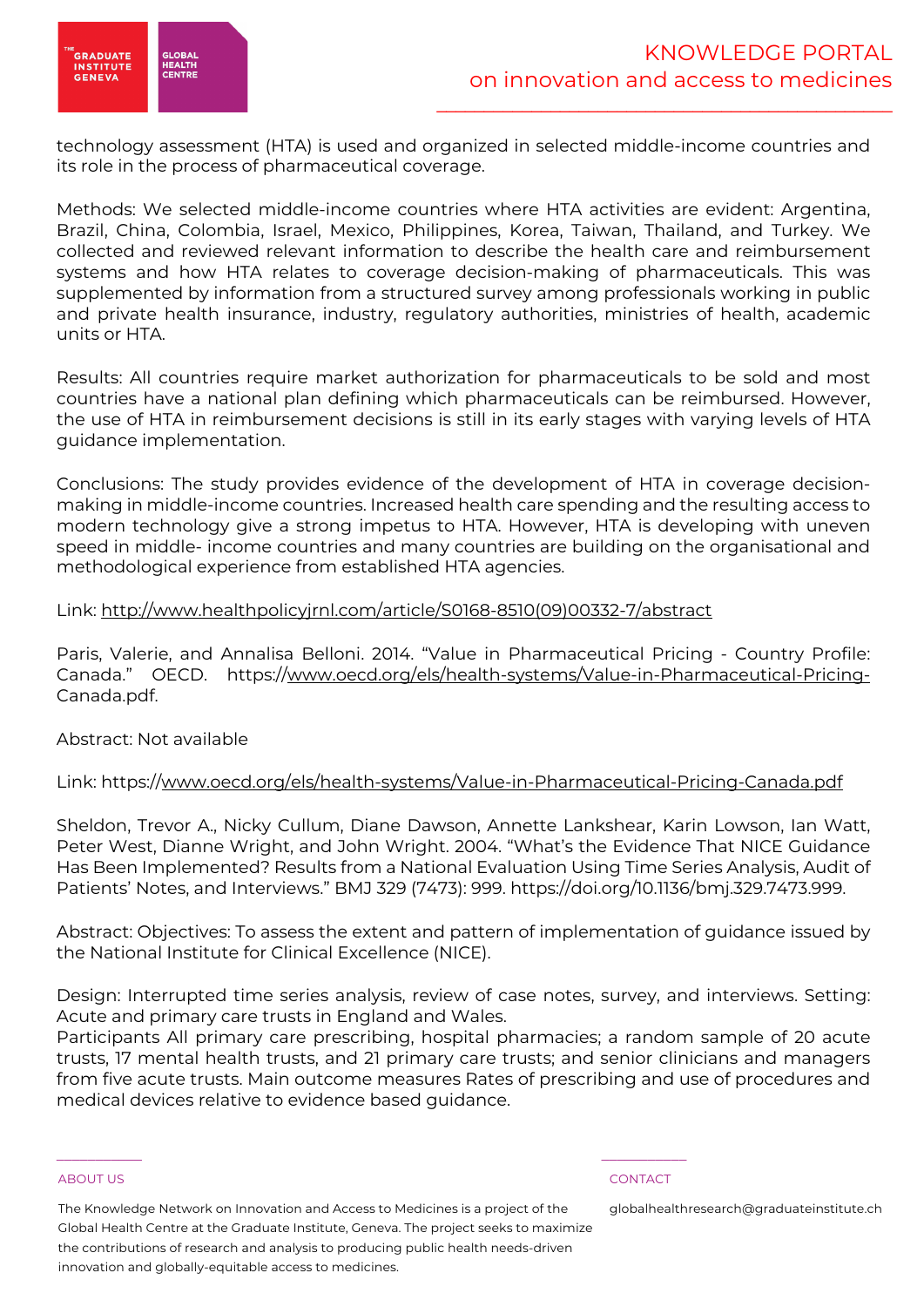technology assessment (HTA) is used and organized in selected middle-income countries and its role in the process of pharmaceutical coverage.

Methods: We selected middle-income countries where HTA activities are evident: Argentina, Brazil, China, Colombia, Israel, Mexico, Philippines, Korea, Taiwan, Thailand, and Turkey. We collected and reviewed relevant information to describe the health care and reimbursement systems and how HTA relates to coverage decision-making of pharmaceuticals. This was supplemented by information from a structured survey among professionals working in public and private health insurance, industry, regulatory authorities, ministries of health, academic units or HTA.

Results: All countries require market authorization for pharmaceuticals to be sold and most countries have a national plan defining which pharmaceuticals can be reimbursed. However, the use of HTA in reimbursement decisions is still in its early stages with varying levels of HTA guidance implementation.

Conclusions: The study provides evidence of the development of HTA in coverage decision-making in middle-income countries. Increased health care spending and the resulting access to modern technology give a strong impetus to HTA. However, HTA is developing with uneven speed in middle- income countries and many countries are building on the organisational and methodological experience from established HTA agencies.

Link: http://www.healthpolicyjrnl.com/article/S0168-8510(09)00332-7/abstract

Paris, Valerie, and Annalisa Belloni. 2014. "Value in Pharmaceutical Pricing - Country Profile: Canada." OECD. https://www.oecd.org/els/health-systems/Value-in-Pharmaceutical-Pricing-Canada.pdf.

Abstract: Not available

Link: https://www.oecd.org/els/health-systems/Value-in-Pharmaceutical-Pricing-Canada.pdf

Sheldon, Trevor A., Nicky Cullum, Diane Dawson, Annette Lankshear, Karin Lowson, Ian Watt, Peter West, Dianne Wright, and John Wright. 2004. "What's the Evidence That NICE Guidance Has Been Implemented? Results from a National Evaluation Using Time Series Analysis, Audit of Patients' Notes, and Interviews." BMJ 329 (7473): 999. https://doi.org/10.1136/bmj.329.7473.999.

Abstract: Objectives: To assess the extent and pattern of implementation of guidance issued by the National Institute for Clinical Excellence (NICE).

Design: Interrupted time series analysis, review of case notes, survey, and interviews. Setting: Acute and primary care trusts in England and Wales.
Participants All primary care prescribing, hospital pharmacies; a random sample of 20 acute trusts, 17 mental health trusts, and 21 primary care trusts; and senior clinicians and managers from five acute trusts. Main outcome measures Rates of prescribing and use of procedures and medical devices relative to evidence based guidance.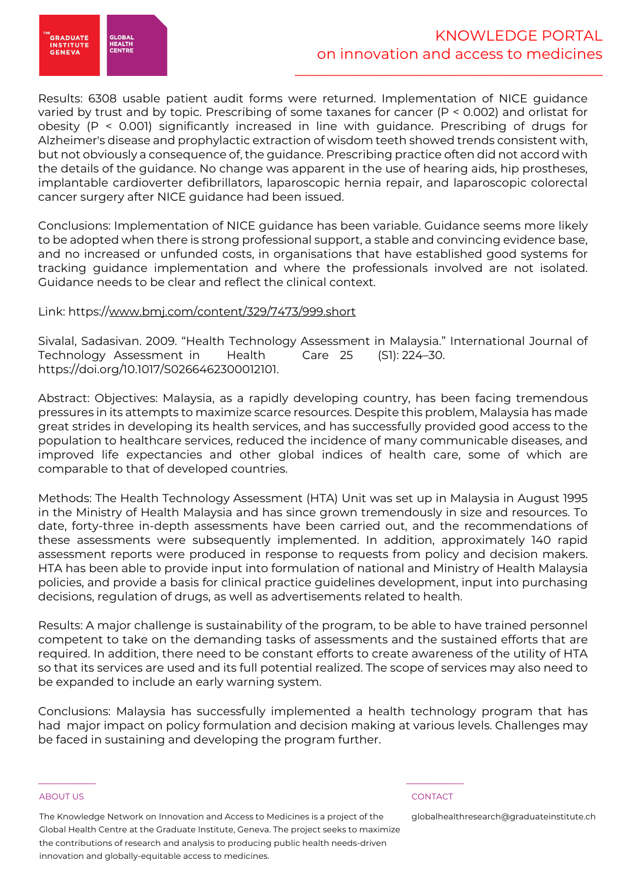Results: 6308 usable patient audit forms were returned. Implementation of NICE guidance varied by trust and by topic. Prescribing of some taxanes for cancer ($P < 0.002$) and orlistat for obesity ($P < 0.001$) significantly increased in line with guidance. Prescribing of drugs for Alzheimer's disease and prophylactic extraction of wisdom teeth showed trends consistent with, but not obviously a consequence of, the guidance. Prescribing practice often did not accord with the details of the guidance. No change was apparent in the use of hearing aids, hip prostheses, implantable cardioverter defibrillators, laparoscopic hernia repair, and laparoscopic colorectal cancer surgery after NICE guidance had been issued.

Conclusions: Implementation of NICE guidance has been variable. Guidance seems more likely to be adopted when there is strong professional support, a stable and convincing evidence base, and no increased or unfunded costs, in organisations that have established good systems for tracking guidance implementation and where the professionals involved are not isolated. Guidance needs to be clear and reflect the clinical context.

Link: https://www.bmj.com/content/329/7473/999.short

Sivalal, Sadasivan. 2009. "Health Technology Assessment in Malaysia." International Journal of Technology Assessment in Health Care 25 (S1): 224–30. https://doi.org/10.1017/S0266462300012101.

Abstract: Objectives: Malaysia, as a rapidly developing country, has been facing tremendous pressures in its attempts to maximize scarce resources. Despite this problem, Malaysia has made great strides in developing its health services, and has successfully provided good access to the population to healthcare services, reduced the incidence of many communicable diseases, and improved life expectancies and other global indices of health care, some of which are comparable to that of developed countries.

Methods: The Health Technology Assessment (HTA) Unit was set up in Malaysia in August 1995 in the Ministry of Health Malaysia and has since grown tremendously in size and resources. To date, forty-three in-depth assessments have been carried out, and the recommendations of these assessments were subsequently implemented. In addition, approximately 140 rapid assessment reports were produced in response to requests from policy and decision makers. HTA has been able to provide input into formulation of national and Ministry of Health Malaysia policies, and provide a basis for clinical practice guidelines development, input into purchasing decisions, regulation of drugs, as well as advertisements related to health.

Results: A major challenge is sustainability of the program, to be able to have trained personnel competent to take on the demanding tasks of assessments and the sustained efforts that are required. In addition, there need to be constant efforts to create awareness of the utility of HTA so that its services are used and its full potential realized. The scope of services may also need to be expanded to include an early warning system.

Conclusions: Malaysia has successfully implemented a health technology program that has had major impact on policy formulation and decision making at various levels. Challenges may be faced in sustaining and developing the program further.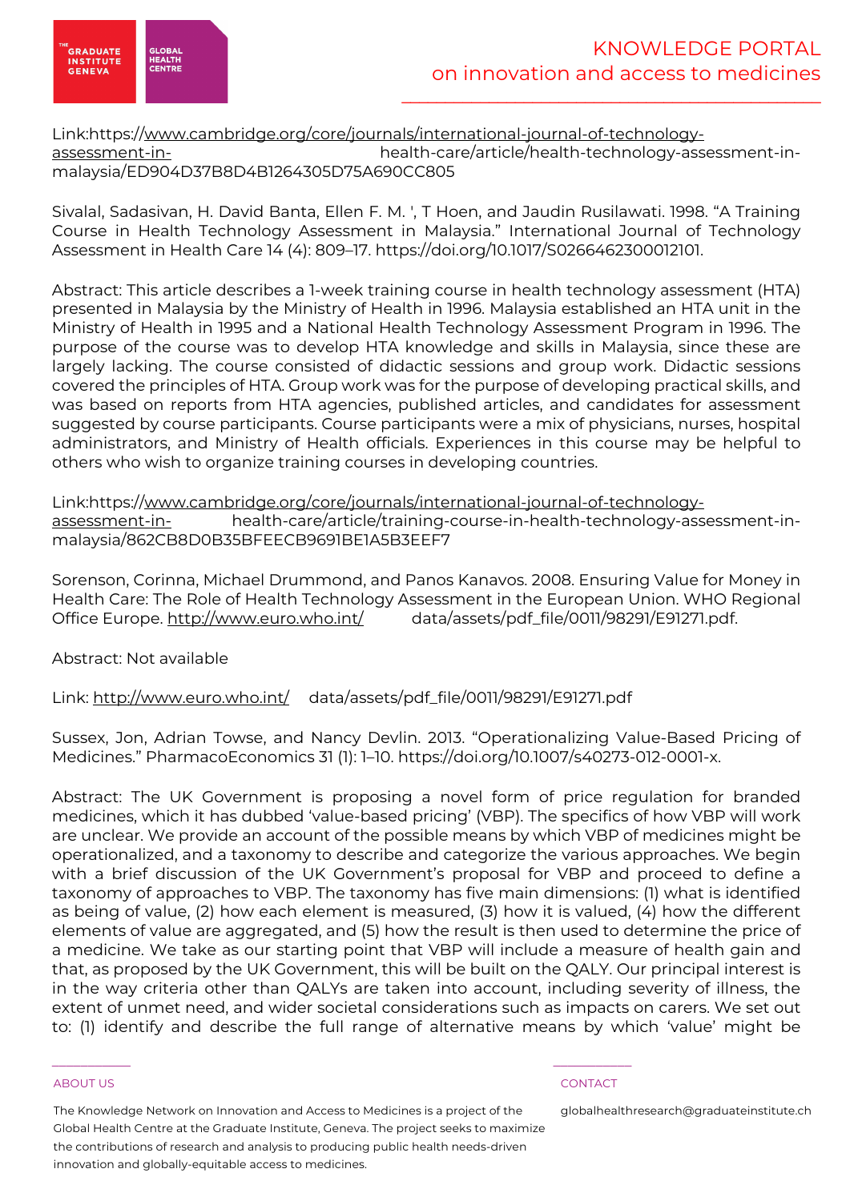Link:https://www.cambridge.org/core/journals/international-journal-of-technology-assessment-in- health-care/article/health-technology-assessment-in-malaysia/ED904D37B8D4B1264305D75A690CC805

Sivalal, Sadasivan, H. David Banta, Ellen F. M. ', T Hoen, and Jaudin Rusilawati. 1998. "A Training Course in Health Technology Assessment in Malaysia." International Journal of Technology Assessment in Health Care 14 (4): 809–17. https://doi.org/10.1017/S0266462300012101.

Abstract: This article describes a 1-week training course in health technology assessment (HTA) presented in Malaysia by the Ministry of Health in 1996. Malaysia established an HTA unit in the Ministry of Health in 1995 and a National Health Technology Assessment Program in 1996. The purpose of the course was to develop HTA knowledge and skills in Malaysia, since these are largely lacking. The course consisted of didactic sessions and group work. Didactic sessions covered the principles of HTA. Group work was for the purpose of developing practical skills, and was based on reports from HTA agencies, published articles, and candidates for assessment suggested by course participants. Course participants were a mix of physicians, nurses, hospital administrators, and Ministry of Health officials. Experiences in this course may be helpful to others who wish to organize training courses in developing countries.

Link:https://www.cambridge.org/core/journals/international-journal-of-technology-assessment-in- health-care/article/training-course-in-health-technology-assessment-in-malaysia/862CB8D0B35BFEECB9691BE1A5B3EEF7

Sorenson, Corinna, Michael Drummond, and Panos Kanavos. 2008. Ensuring Value for Money in Health Care: The Role of Health Technology Assessment in the European Union. WHO Regional Office Europe. http://www.euro.who.int/ data/assets/pdf_file/0011/98291/E91271.pdf.

Abstract: Not available

Link: http://www.euro.who.int/ data/assets/pdf_file/0011/98291/E91271.pdf

Sussex, Jon, Adrian Towse, and Nancy Devlin. 2013. "Operationalizing Value-Based Pricing of Medicines." PharmacoEconomics 31 (1): 1–10. https://doi.org/10.1007/s40273-012-0001-x.

Abstract: The UK Government is proposing a novel form of price regulation for branded medicines, which it has dubbed 'value-based pricing' (VBP). The specifics of how VBP will work are unclear. We provide an account of the possible means by which VBP of medicines might be operationalized, and a taxonomy to describe and categorize the various approaches. We begin with a brief discussion of the UK Government's proposal for VBP and proceed to define a taxonomy of approaches to VBP. The taxonomy has five main dimensions: (1) what is identified as being of value, (2) how each element is measured, (3) how it is valued, (4) how the different elements of value are aggregated, and (5) how the result is then used to determine the price of a medicine. We take as our starting point that VBP will include a measure of health gain and that, as proposed by the UK Government, this will be built on the QALY. Our principal interest is in the way criteria other than QALYs are taken into account, including severity of illness, the extent of unmet need, and wider societal considerations such as impacts on carers. We set out to: (1) identify and describe the full range of alternative means by which 'value' might be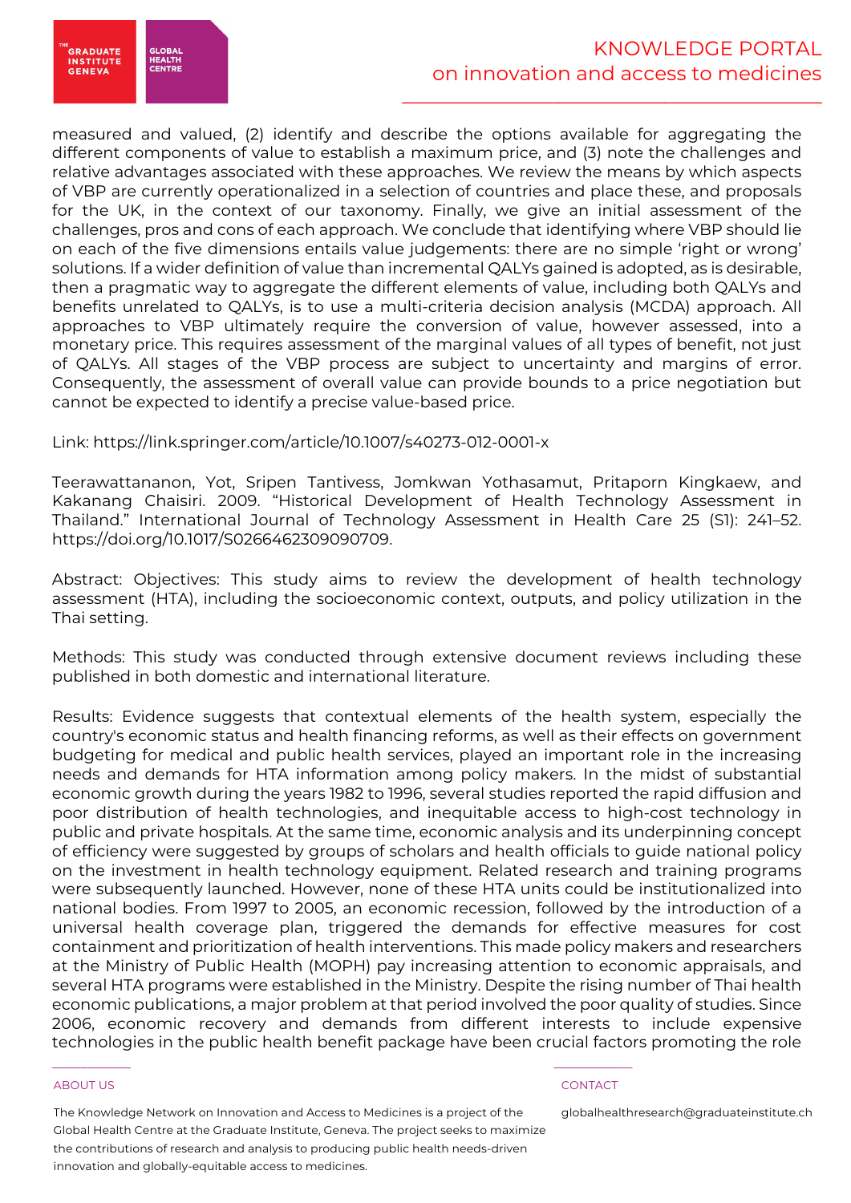measured and valued, (2) identify and describe the options available for aggregating the different components of value to establish a maximum price, and (3) note the challenges and relative advantages associated with these approaches. We review the means by which aspects of VBP are currently operationalized in a selection of countries and place these, and proposals for the UK, in the context of our taxonomy. Finally, we give an initial assessment of the challenges, pros and cons of each approach. We conclude that identifying where VBP should lie on each of the five dimensions entails value judgements: there are no simple 'right or wrong' solutions. If a wider definition of value than incremental QALYs gained is adopted, as is desirable, then a pragmatic way to aggregate the different elements of value, including both QALYs and benefits unrelated to QALYs, is to use a multi-criteria decision analysis (MCDA) approach. All approaches to VBP ultimately require the conversion of value, however assessed, into a monetary price. This requires assessment of the marginal values of all types of benefit, not just of QALYs. All stages of the VBP process are subject to uncertainty and margins of error. Consequently, the assessment of overall value can provide bounds to a price negotiation but cannot be expected to identify a precise value-based price.

Link: https://link.springer.com/article/10.1007/s40273-012-0001-x

Teerawattananon, Yot, Sripen Tantivess, Jomkwan Yothasamut, Pritaporn Kingkaew, and Kakanang Chaisiri. 2009. "Historical Development of Health Technology Assessment in Thailand." International Journal of Technology Assessment in Health Care 25 (S1): 241–52. https://doi.org/10.1017/S0266462309090709.

Abstract: Objectives: This study aims to review the development of health technology assessment (HTA), including the socioeconomic context, outputs, and policy utilization in the Thai setting.

Methods: This study was conducted through extensive document reviews including these published in both domestic and international literature.

Results: Evidence suggests that contextual elements of the health system, especially the country's economic status and health financing reforms, as well as their effects on government budgeting for medical and public health services, played an important role in the increasing needs and demands for HTA information among policy makers. In the midst of substantial economic growth during the years 1982 to 1996, several studies reported the rapid diffusion and poor distribution of health technologies, and inequitable access to high-cost technology in public and private hospitals. At the same time, economic analysis and its underpinning concept of efficiency were suggested by groups of scholars and health officials to guide national policy on the investment in health technology equipment. Related research and training programs were subsequently launched. However, none of these HTA units could be institutionalized into national bodies. From 1997 to 2005, an economic recession, followed by the introduction of a universal health coverage plan, triggered the demands for effective measures for cost containment and prioritization of health interventions. This made policy makers and researchers at the Ministry of Public Health (MOPH) pay increasing attention to economic appraisals, and several HTA programs were established in the Ministry. Despite the rising number of Thai health economic publications, a major problem at that period involved the poor quality of studies. Since 2006, economic recovery and demands from different interests to include expensive technologies in the public health benefit package have been crucial factors promoting the role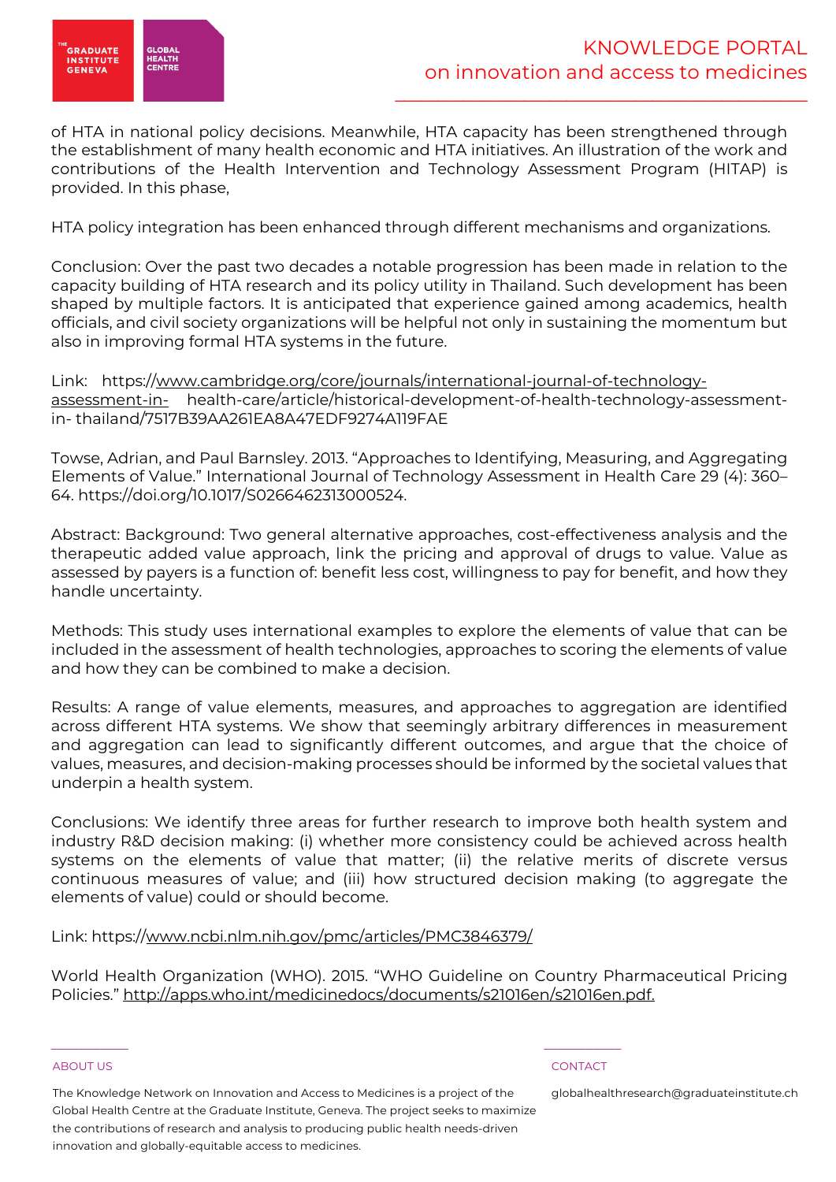of HTA in national policy decisions. Meanwhile, HTA capacity has been strengthened through the establishment of many health economic and HTA initiatives. An illustration of the work and contributions of the Health Intervention and Technology Assessment Program (HITAP) is provided. In this phase,

HTA policy integration has been enhanced through different mechanisms and organizations.

Conclusion: Over the past two decades a notable progression has been made in relation to the capacity building of HTA research and its policy utility in Thailand. Such development has been shaped by multiple factors. It is anticipated that experience gained among academics, health officials, and civil society organizations will be helpful not only in sustaining the momentum but also in improving formal HTA systems in the future.

Link: https://www.cambridge.org/core/journals/international-journal-of-technology-assessment-in- health-care/article/historical-development-of-health-technology-assessment-in- thailand/7517B39AA261EA8A47EDF9274A119FAE

Towse, Adrian, and Paul Barnsley. 2013. "Approaches to Identifying, Measuring, and Aggregating Elements of Value." International Journal of Technology Assessment in Health Care 29 (4): 360–64. https://doi.org/10.1017/S0266462313000524.

Abstract: Background: Two general alternative approaches, cost-effectiveness analysis and the therapeutic added value approach, link the pricing and approval of drugs to value. Value as assessed by payers is a function of: benefit less cost, willingness to pay for benefit, and how they handle uncertainty.

Methods: This study uses international examples to explore the elements of value that can be included in the assessment of health technologies, approaches to scoring the elements of value and how they can be combined to make a decision.

Results: A range of value elements, measures, and approaches to aggregation are identified across different HTA systems. We show that seemingly arbitrary differences in measurement and aggregation can lead to significantly different outcomes, and argue that the choice of values, measures, and decision-making processes should be informed by the societal values that underpin a health system.

Conclusions: We identify three areas for further research to improve both health system and industry R&D decision making: (i) whether more consistency could be achieved across health systems on the elements of value that matter; (ii) the relative merits of discrete versus continuous measures of value; and (iii) how structured decision making (to aggregate the elements of value) could or should become.

Link: https://www.ncbi.nlm.nih.gov/pmc/articles/PMC3846379/

World Health Organization (WHO). 2015. "WHO Guideline on Country Pharmaceutical Pricing Policies." http://apps.who.int/medicinedocs/documents/s21016en/s21016en.pdf.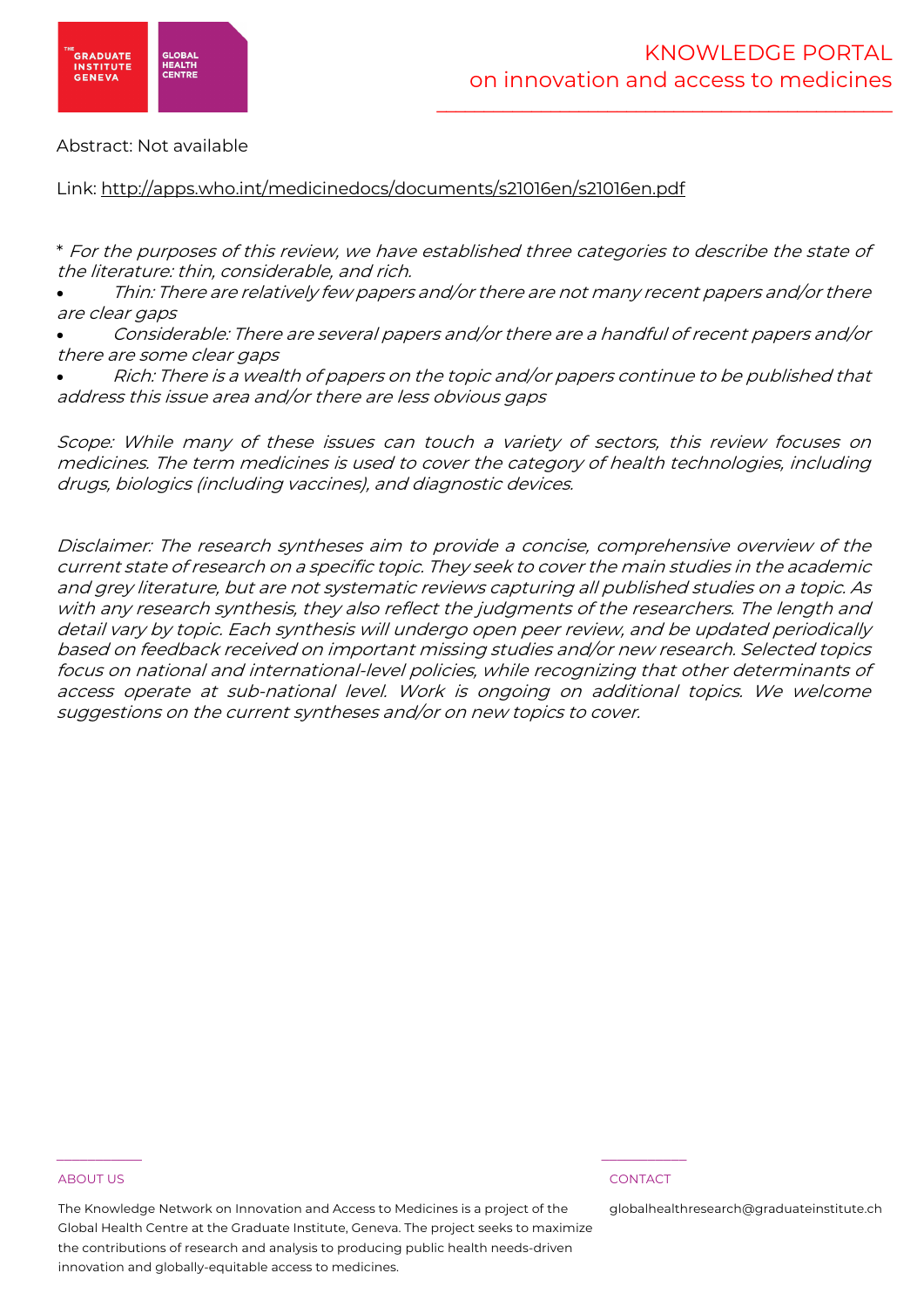Abstract: Not available

Link: http://apps.who.int/medicinedocs/documents/s21016en/s21016en.pdf

\* *For the purposes of this review, we have established three categories to describe the state of the literature: thin, considerable, and rich.*

- *Thin: There are relatively few papers and/or there are not many recent papers and/or there are clear gaps*
- *Considerable: There are several papers and/or there are a handful of recent papers and/or there are some clear gaps*
- *Rich: There is a wealth of papers on the topic and/or papers continue to be published that address this issue area and/or there are less obvious gaps*

*Scope: While many of these issues can touch a variety of sectors, this review focuses on medicines. The term medicines is used to cover the category of health technologies, including drugs, biologics (including vaccines), and diagnostic devices.*

*Disclaimer: The research syntheses aim to provide a concise, comprehensive overview of the current state of research on a specific topic. They seek to cover the main studies in the academic and grey literature, but are not systematic reviews capturing all published studies on a topic. As with any research synthesis, they also reflect the judgments of the researchers. The length and detail vary by topic. Each synthesis will undergo open peer review, and be updated periodically based on feedback received on important missing studies and/or new research. Selected topics focus on national and international-level policies, while recognizing that other determinants of access operate at sub-national level. Work is ongoing on additional topics. We welcome suggestions on the current syntheses and/or on new topics to cover.*

ABOUT US

The Knowledge Network on Innovation and Access to Medicines is a project of the Global Health Centre at the Graduate Institute, Geneva. The project seeks to maximize the contributions of research and analysis to producing public health needs-driven innovation and globally-equitable access to medicines.

CONTACT

globalhealthresearch@graduateinstitute.ch